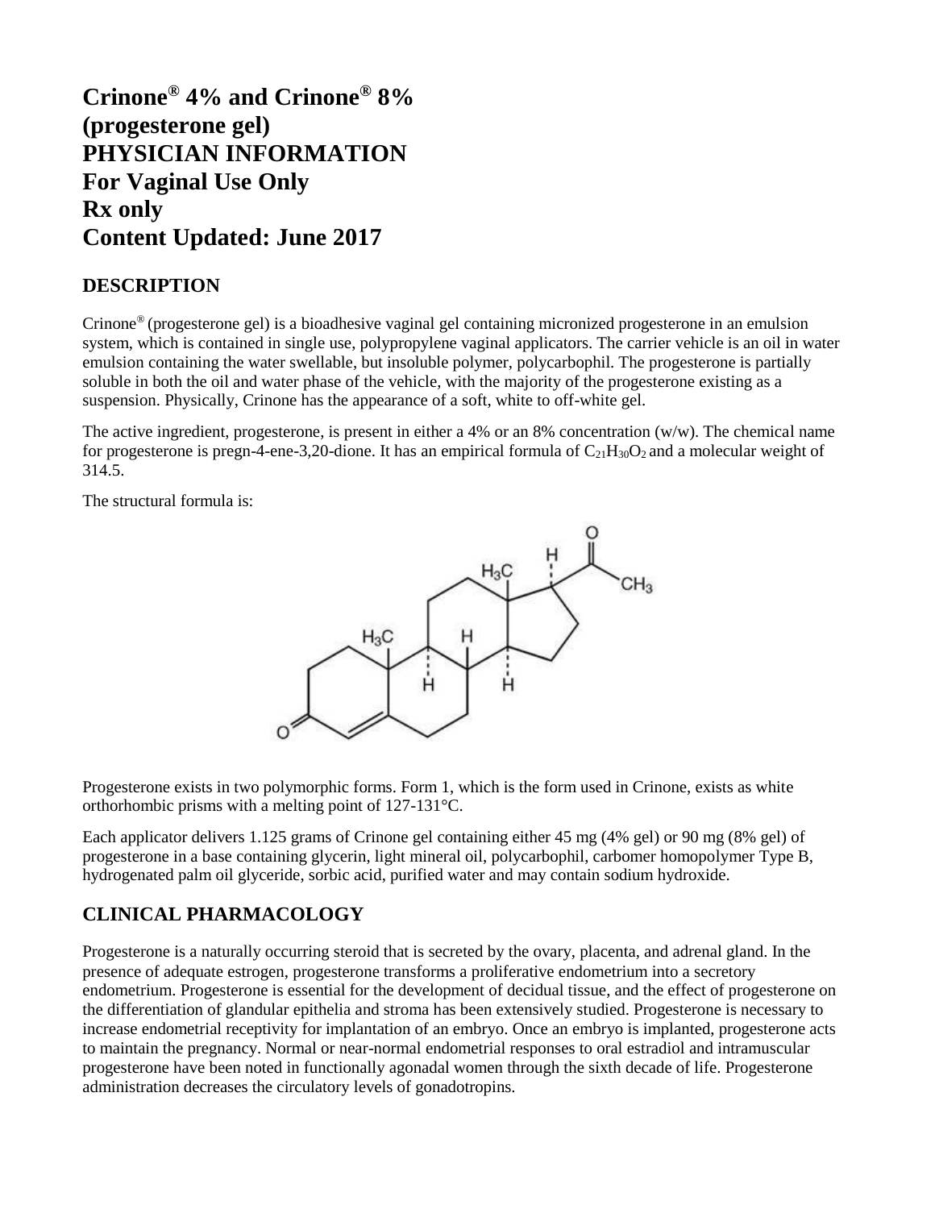# Crinone® 4% and Crinone® 8% (progesterone gel)
# PHYSICIAN INFORMATION
# For Vaginal Use Only
# Rx only
# Content Updated: June 2017

## DESCRIPTION

Crinone® (progesterone gel) is a bioadhesive vaginal gel containing micronized progesterone in an emulsion system, which is contained in single use, polypropylene vaginal applicators. The carrier vehicle is an oil in water emulsion containing the water swellable, but insoluble polymer, polycarbophil. The progesterone is partially soluble in both the oil and water phase of the vehicle, with the majority of the progesterone existing as a suspension. Physically, Crinone has the appearance of a soft, white to off-white gel.

The active ingredient, progesterone, is present in either a 4% or an 8% concentration (w/w). The chemical name for progesterone is pregn-4-ene-3,20-dione. It has an empirical formula of $C_{21}H_{30}O_2$ and a molecular weight of 314.5.

The structural formula is:

Progesterone exists in two polymorphic forms. Form 1, which is the form used in Crinone, exists as white orthorhombic prisms with a melting point of 127-131°C.

Each applicator delivers 1.125 grams of Crinone gel containing either 45 mg (4% gel) or 90 mg (8% gel) of progesterone in a base containing glycerin, light mineral oil, polycarbophil, carbomer homopolymer Type B, hydrogenated palm oil glyceride, sorbic acid, purified water and may contain sodium hydroxide.

## CLINICAL PHARMACOLOGY

Progesterone is a naturally occurring steroid that is secreted by the ovary, placenta, and adrenal gland. In the presence of adequate estrogen, progesterone transforms a proliferative endometrium into a secretory endometrium. Progesterone is essential for the development of decidual tissue, and the effect of progesterone on the differentiation of glandular epithelia and stroma has been extensively studied. Progesterone is necessary to increase endometrial receptivity for implantation of an embryo. Once an embryo is implanted, progesterone acts to maintain the pregnancy. Normal or near-normal endometrial responses to oral estradiol and intramuscular progesterone have been noted in functionally agonadal women through the sixth decade of life. Progesterone administration decreases the circulatory levels of gonadotropins.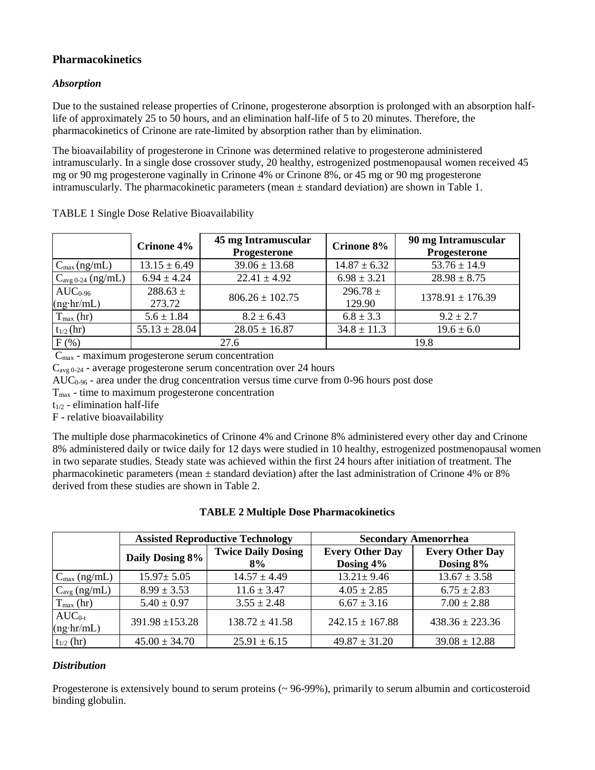## Pharmacokinetics

### *Absorption*

Due to the sustained release properties of Crinone, progesterone absorption is prolonged with an absorption half-life of approximately 25 to 50 hours, and an elimination half-life of 5 to 20 minutes. Therefore, the pharmacokinetics of Crinone are rate-limited by absorption rather than by elimination.

The bioavailability of progesterone in Crinone was determined relative to progesterone administered intramuscularly. In a single dose crossover study, 20 healthy, estrogenized postmenopausal women received 45 mg or 90 mg progesterone vaginally in Crinone 4% or Crinone 8%, or 45 mg or 90 mg progesterone intramuscularly. The pharmacokinetic parameters (mean ± standard deviation) are shown in Table 1.

TABLE 1 Single Dose Relative Bioavailability

| | Crinone 4% | 45 mg Intramuscular Progesterone | Crinone 8% | 90 mg Intramuscular Progesterone |
|---|---|---|---|---|
| $C_{max}$ (ng/mL) | 13.15 ± 6.49 | 39.06 ± 13.68 | 14.87 ± 6.32 | 53.76 ± 14.9 |
| $C_{avg\ 0\text{-}24}$ (ng/mL) | 6.94 ± 4.24 | 22.41 ± 4.92 | 6.98 ± 3.21 | 28.98 ± 8.75 |
| $AUC_{0\text{-}96}$ (ng·hr/mL) | 288.63 ± 273.72 | 806.26 ± 102.75 | 296.78 ± 129.90 | 1378.91 ± 176.39 |
| $T_{max}$ (hr) | 5.6 ± 1.84 | 8.2 ± 6.43 | 6.8 ± 3.3 | 9.2 ± 2.7 |
| $t_{1/2}$ (hr) | 55.13 ± 28.04 | 28.05 ± 16.87 | 34.8 ± 11.3 | 19.6 ± 6.0 |
| F (%) | 27.6 | | 19.8 | |

$C_{max}$ - maximum progesterone serum concentration
$C_{avg\ 0\text{-}24}$ - average progesterone serum concentration over 24 hours
$AUC_{0\text{-}96}$ - area under the drug concentration versus time curve from 0-96 hours post dose
$T_{max}$ - time to maximum progesterone concentration
$t_{1/2}$ - elimination half-life
F - relative bioavailability

The multiple dose pharmacokinetics of Crinone 4% and Crinone 8% administered every other day and Crinone 8% administered daily or twice daily for 12 days were studied in 10 healthy, estrogenized postmenopausal women in two separate studies. Steady state was achieved within the first 24 hours after initiation of treatment. The pharmacokinetic parameters (mean ± standard deviation) after the last administration of Crinone 4% or 8% derived from these studies are shown in Table 2.

**TABLE 2 Multiple Dose Pharmacokinetics**

| | Assisted Reproductive Technology | | Secondary Amenorrhea | |
|---|---|---|---|---|
| | Daily Dosing 8% | Twice Daily Dosing 8% | Every Other Day Dosing 4% | Every Other Day Dosing 8% |
| $C_{max}$ (ng/mL) | 15.97± 5.05 | 14.57 ± 4.49 | 13.21± 9.46 | 13.67 ± 3.58 |
| $C_{avg}$ (ng/mL) | 8.99 ± 3.53 | 11.6 ± 3.47 | 4.05 ± 2.85 | 6.75 ± 2.83 |
| $T_{max}$ (hr) | 5.40 ± 0.97 | 3.55 ± 2.48 | 6.67 ± 3.16 | 7.00 ± 2.88 |
| $AUC_{0\text{-}t}$ (ng·hr/mL) | 391.98 ±153.28 | 138.72 ± 41.58 | 242.15 ± 167.88 | 438.36 ± 223.36 |
| $t_{1/2}$ (hr) | 45.00 ± 34.70 | 25.91 ± 6.15 | 49.87 ± 31.20 | 39.08 ± 12.88 |

### *Distribution*

Progesterone is extensively bound to serum proteins (~ 96-99%), primarily to serum albumin and corticosteroid binding globulin.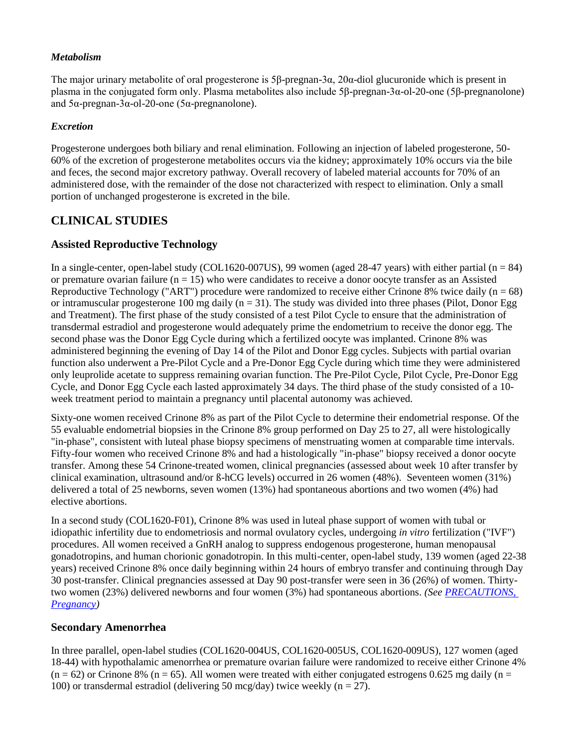### *Metabolism*

The major urinary metabolite of oral progesterone is 5β-pregnan-3α, 20α-diol glucuronide which is present in plasma in the conjugated form only. Plasma metabolites also include 5β-pregnan-3α-ol-20-one (5β-pregnanolone) and 5α-pregnan-3α-ol-20-one (5α-pregnanolone).

### *Excretion*

Progesterone undergoes both biliary and renal elimination. Following an injection of labeled progesterone, 50-60% of the excretion of progesterone metabolites occurs via the kidney; approximately 10% occurs via the bile and feces, the second major excretory pathway. Overall recovery of labeled material accounts for 70% of an administered dose, with the remainder of the dose not characterized with respect to elimination. Only a small portion of unchanged progesterone is excreted in the bile.

# CLINICAL STUDIES

## Assisted Reproductive Technology

In a single-center, open-label study (COL1620-007US), 99 women (aged 28-47 years) with either partial ($n = 84$) or premature ovarian failure ($n = 15$) who were candidates to receive a donor oocyte transfer as an Assisted Reproductive Technology ("ART") procedure were randomized to receive either Crinone 8% twice daily ($n = 68$) or intramuscular progesterone 100 mg daily ($n = 31$). The study was divided into three phases (Pilot, Donor Egg and Treatment). The first phase of the study consisted of a test Pilot Cycle to ensure that the administration of transdermal estradiol and progesterone would adequately prime the endometrium to receive the donor egg. The second phase was the Donor Egg Cycle during which a fertilized oocyte was implanted. Crinone 8% was administered beginning the evening of Day 14 of the Pilot and Donor Egg cycles. Subjects with partial ovarian function also underwent a Pre-Pilot Cycle and a Pre-Donor Egg Cycle during which time they were administered only leuprolide acetate to suppress remaining ovarian function. The Pre-Pilot Cycle, Pilot Cycle, Pre-Donor Egg Cycle, and Donor Egg Cycle each lasted approximately 34 days. The third phase of the study consisted of a 10-week treatment period to maintain a pregnancy until placental autonomy was achieved.

Sixty-one women received Crinone 8% as part of the Pilot Cycle to determine their endometrial response. Of the 55 evaluable endometrial biopsies in the Crinone 8% group performed on Day 25 to 27, all were histologically "in-phase", consistent with luteal phase biopsy specimens of menstruating women at comparable time intervals. Fifty-four women who received Crinone 8% and had a histologically "in-phase" biopsy received a donor oocyte transfer. Among these 54 Crinone-treated women, clinical pregnancies (assessed about week 10 after transfer by clinical examination, ultrasound and/or ß-hCG levels) occurred in 26 women (48%). Seventeen women (31%) delivered a total of 25 newborns, seven women (13%) had spontaneous abortions and two women (4%) had elective abortions.

In a second study (COL1620-F01), Crinone 8% was used in luteal phase support of women with tubal or idiopathic infertility due to endometriosis and normal ovulatory cycles, undergoing *in vitro* fertilization ("IVF") procedures. All women received a GnRH analog to suppress endogenous progesterone, human menopausal gonadotropins, and human chorionic gonadotropin. In this multi-center, open-label study, 139 women (aged 22-38 years) received Crinone 8% once daily beginning within 24 hours of embryo transfer and continuing through Day 30 post-transfer. Clinical pregnancies assessed at Day 90 post-transfer were seen in 36 (26%) of women. Thirty-two women (23%) delivered newborns and four women (3%) had spontaneous abortions. *(See PRECAUTIONS, Pregnancy)*

## Secondary Amenorrhea

In three parallel, open-label studies (COL1620-004US, COL1620-005US, COL1620-009US), 127 women (aged 18-44) with hypothalamic amenorrhea or premature ovarian failure were randomized to receive either Crinone 4% ($n = 62$) or Crinone 8% ($n = 65$). All women were treated with either conjugated estrogens 0.625 mg daily ($n = 100$) or transdermal estradiol (delivering 50 mcg/day) twice weekly ($n = 27$).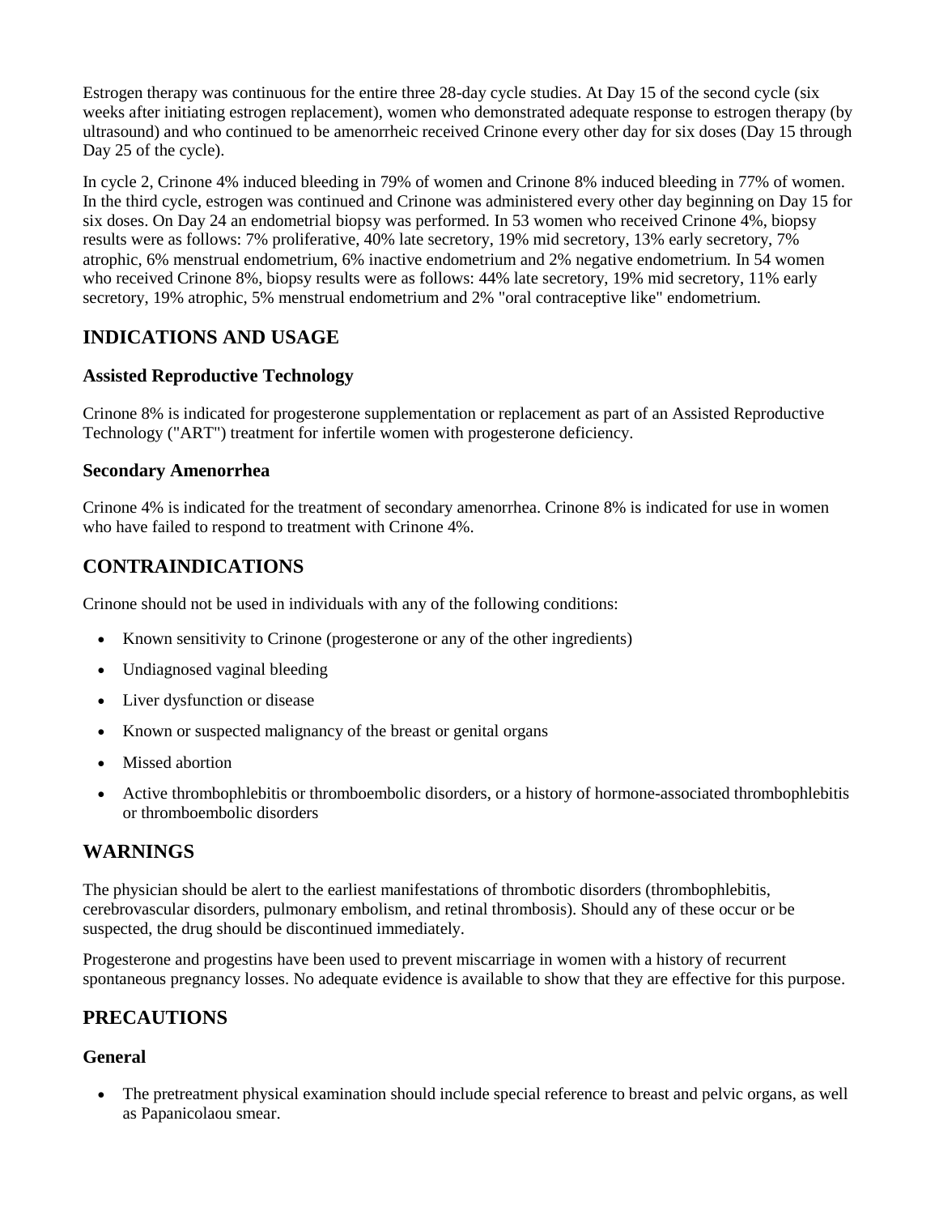Estrogen therapy was continuous for the entire three 28-day cycle studies. At Day 15 of the second cycle (six weeks after initiating estrogen replacement), women who demonstrated adequate response to estrogen therapy (by ultrasound) and who continued to be amenorrheic received Crinone every other day for six doses (Day 15 through Day 25 of the cycle).

In cycle 2, Crinone 4% induced bleeding in 79% of women and Crinone 8% induced bleeding in 77% of women. In the third cycle, estrogen was continued and Crinone was administered every other day beginning on Day 15 for six doses. On Day 24 an endometrial biopsy was performed. In 53 women who received Crinone 4%, biopsy results were as follows: 7% proliferative, 40% late secretory, 19% mid secretory, 13% early secretory, 7% atrophic, 6% menstrual endometrium, 6% inactive endometrium and 2% negative endometrium. In 54 women who received Crinone 8%, biopsy results were as follows: 44% late secretory, 19% mid secretory, 11% early secretory, 19% atrophic, 5% menstrual endometrium and 2% "oral contraceptive like" endometrium.

## INDICATIONS AND USAGE

### Assisted Reproductive Technology

Crinone 8% is indicated for progesterone supplementation or replacement as part of an Assisted Reproductive Technology ("ART") treatment for infertile women with progesterone deficiency.

### Secondary Amenorrhea

Crinone 4% is indicated for the treatment of secondary amenorrhea. Crinone 8% is indicated for use in women who have failed to respond to treatment with Crinone 4%.

## CONTRAINDICATIONS

Crinone should not be used in individuals with any of the following conditions:

- Known sensitivity to Crinone (progesterone or any of the other ingredients)
- Undiagnosed vaginal bleeding
- Liver dysfunction or disease
- Known or suspected malignancy of the breast or genital organs
- Missed abortion
- Active thrombophlebitis or thromboembolic disorders, or a history of hormone-associated thrombophlebitis or thromboembolic disorders

## WARNINGS

The physician should be alert to the earliest manifestations of thrombotic disorders (thrombophlebitis, cerebrovascular disorders, pulmonary embolism, and retinal thrombosis). Should any of these occur or be suspected, the drug should be discontinued immediately.

Progesterone and progestins have been used to prevent miscarriage in women with a history of recurrent spontaneous pregnancy losses. No adequate evidence is available to show that they are effective for this purpose.

## PRECAUTIONS

### General

- The pretreatment physical examination should include special reference to breast and pelvic organs, as well as Papanicolaou smear.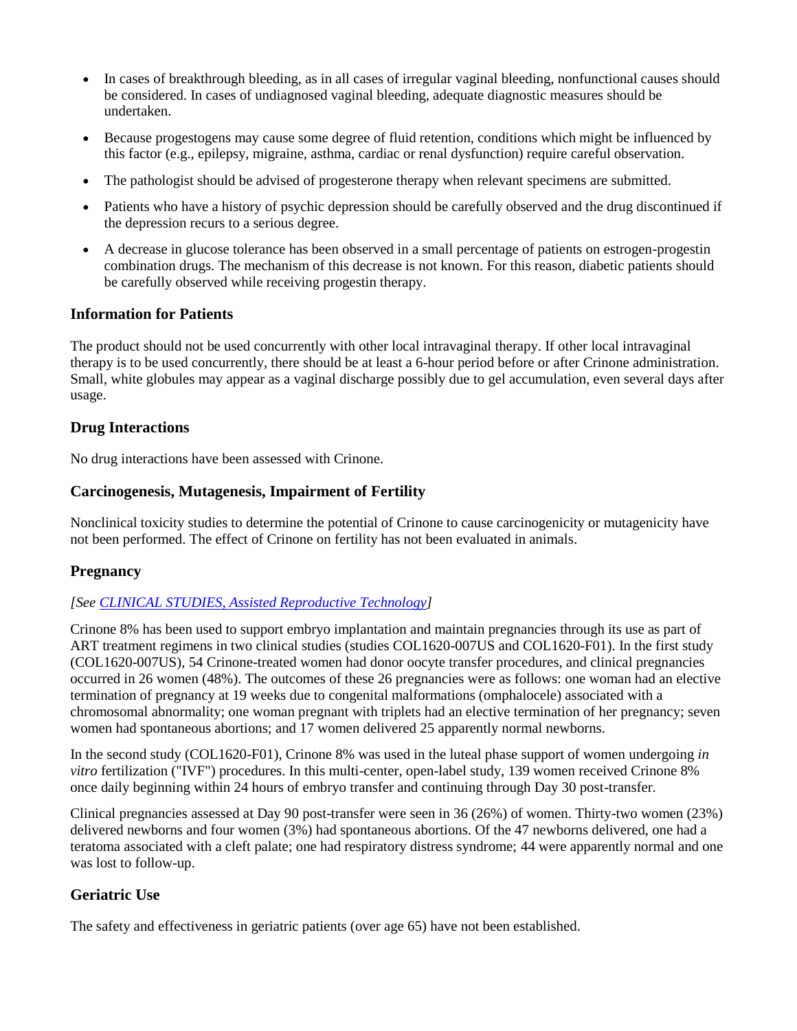- In cases of breakthrough bleeding, as in all cases of irregular vaginal bleeding, nonfunctional causes should be considered. In cases of undiagnosed vaginal bleeding, adequate diagnostic measures should be undertaken.
- Because progestogens may cause some degree of fluid retention, conditions which might be influenced by this factor (e.g., epilepsy, migraine, asthma, cardiac or renal dysfunction) require careful observation.
- The pathologist should be advised of progesterone therapy when relevant specimens are submitted.
- Patients who have a history of psychic depression should be carefully observed and the drug discontinued if the depression recurs to a serious degree.
- A decrease in glucose tolerance has been observed in a small percentage of patients on estrogen-progestin combination drugs. The mechanism of this decrease is not known. For this reason, diabetic patients should be carefully observed while receiving progestin therapy.

### Information for Patients

The product should not be used concurrently with other local intravaginal therapy. If other local intravaginal therapy is to be used concurrently, there should be at least a 6-hour period before or after Crinone administration. Small, white globules may appear as a vaginal discharge possibly due to gel accumulation, even several days after usage.

### Drug Interactions

No drug interactions have been assessed with Crinone.

### Carcinogenesis, Mutagenesis, Impairment of Fertility

Nonclinical toxicity studies to determine the potential of Crinone to cause carcinogenicity or mutagenicity have not been performed. The effect of Crinone on fertility has not been evaluated in animals.

### Pregnancy

*[See CLINICAL STUDIES, Assisted Reproductive Technology]*

Crinone 8% has been used to support embryo implantation and maintain pregnancies through its use as part of ART treatment regimens in two clinical studies (studies COL1620-007US and COL1620-F01). In the first study (COL1620-007US), 54 Crinone-treated women had donor oocyte transfer procedures, and clinical pregnancies occurred in 26 women (48%). The outcomes of these 26 pregnancies were as follows: one woman had an elective termination of pregnancy at 19 weeks due to congenital malformations (omphalocele) associated with a chromosomal abnormality; one woman pregnant with triplets had an elective termination of her pregnancy; seven women had spontaneous abortions; and 17 women delivered 25 apparently normal newborns.

In the second study (COL1620-F01), Crinone 8% was used in the luteal phase support of women undergoing *in vitro* fertilization ("IVF") procedures. In this multi-center, open-label study, 139 women received Crinone 8% once daily beginning within 24 hours of embryo transfer and continuing through Day 30 post-transfer.

Clinical pregnancies assessed at Day 90 post-transfer were seen in 36 (26%) of women. Thirty-two women (23%) delivered newborns and four women (3%) had spontaneous abortions. Of the 47 newborns delivered, one had a teratoma associated with a cleft palate; one had respiratory distress syndrome; 44 were apparently normal and one was lost to follow-up.

### Geriatric Use

The safety and effectiveness in geriatric patients (over age 65) have not been established.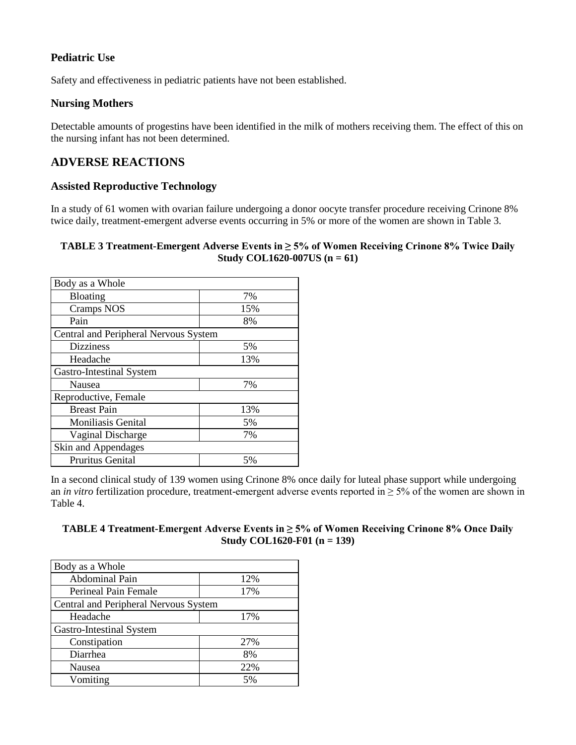### Pediatric Use

Safety and effectiveness in pediatric patients have not been established.

### Nursing Mothers

Detectable amounts of progestins have been identified in the milk of mothers receiving them. The effect of this on the nursing infant has not been determined.

## ADVERSE REACTIONS

### Assisted Reproductive Technology

In a study of 61 women with ovarian failure undergoing a donor oocyte transfer procedure receiving Crinone 8% twice daily, treatment-emergent adverse events occurring in 5% or more of the women are shown in Table 3.

**TABLE 3 Treatment-Emergent Adverse Events in ≥ 5% of Women Receiving Crinone 8% Twice Daily Study COL1620-007US (n = 61)**

| | |
|---|---|
| Body as a Whole | |
| Bloating | 7% |
| Cramps NOS | 15% |
| Pain | 8% |
| Central and Peripheral Nervous System | |
| Dizziness | 5% |
| Headache | 13% |
| Gastro-Intestinal System | |
| Nausea | 7% |
| Reproductive, Female | |
| Breast Pain | 13% |
| Moniliasis Genital | 5% |
| Vaginal Discharge | 7% |
| Skin and Appendages | |
| Pruritus Genital | 5% |

In a second clinical study of 139 women using Crinone 8% once daily for luteal phase support while undergoing an *in vitro* fertilization procedure, treatment-emergent adverse events reported in ≥ 5% of the women are shown in Table 4.

**TABLE 4 Treatment-Emergent Adverse Events in ≥ 5% of Women Receiving Crinone 8% Once Daily Study COL1620-F01 (n = 139)**

| | |
|---|---|
| Body as a Whole | |
| Abdominal Pain | 12% |
| Perineal Pain Female | 17% |
| Central and Peripheral Nervous System | |
| Headache | 17% |
| Gastro-Intestinal System | |
| Constipation | 27% |
| Diarrhea | 8% |
| Nausea | 22% |
| Vomiting | 5% |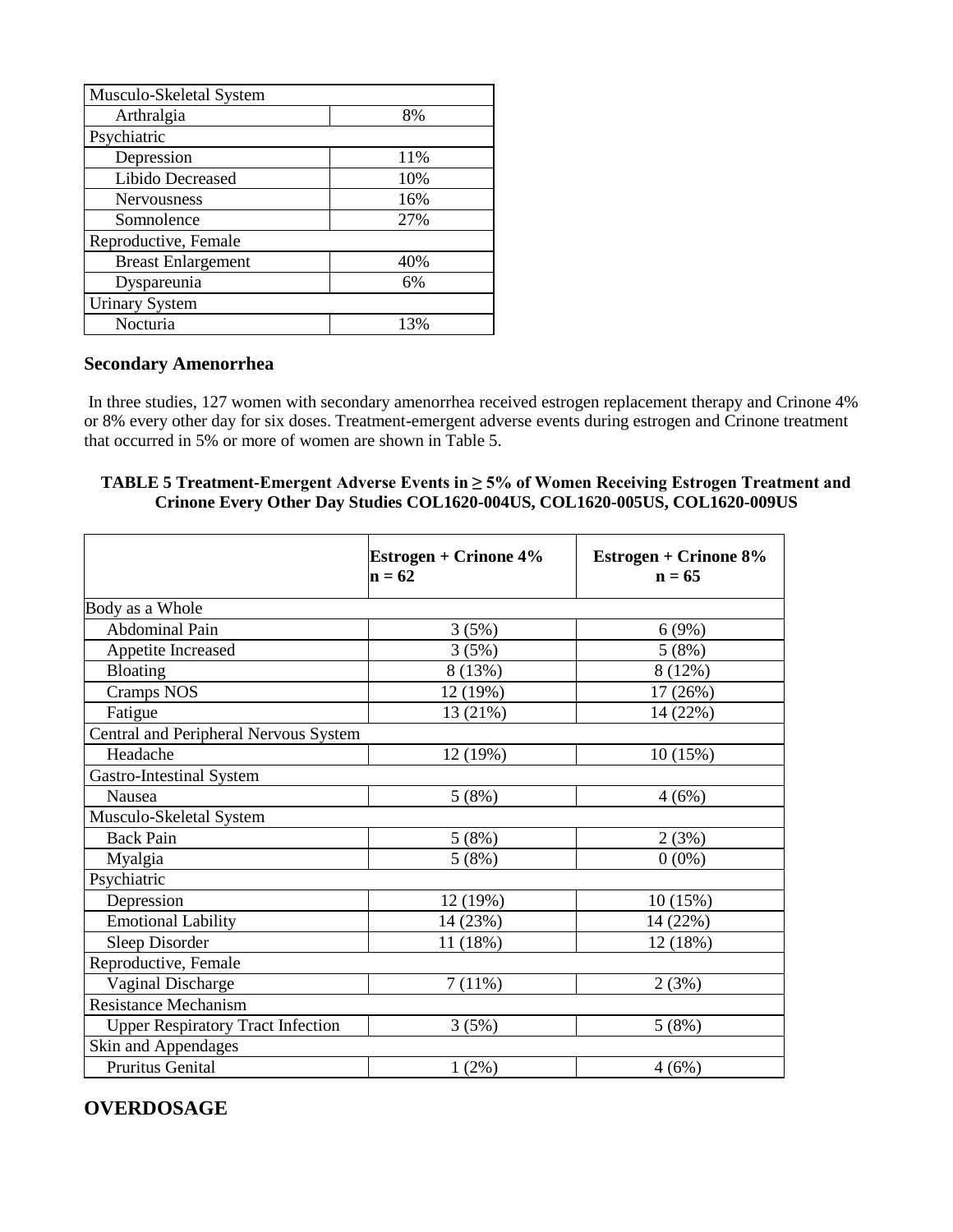| Musculo-Skeletal System | |
|---|---|
| Arthralgia | 8% |
| Psychiatric | |
| Depression | 11% |
| Libido Decreased | 10% |
| Nervousness | 16% |
| Somnolence | 27% |
| Reproductive, Female | |
| Breast Enlargement | 40% |
| Dyspareunia | 6% |
| Urinary System | |
| Nocturia | 13% |

### Secondary Amenorrhea

In three studies, 127 women with secondary amenorrhea received estrogen replacement therapy and Crinone 4% or 8% every other day for six doses. Treatment-emergent adverse events during estrogen and Crinone treatment that occurred in 5% or more of women are shown in Table 5.

**TABLE 5 Treatment-Emergent Adverse Events in ≥ 5% of Women Receiving Estrogen Treatment and Crinone Every Other Day Studies COL1620-004US, COL1620-005US, COL1620-009US**

| | **Estrogen + Crinone 4% n = 62** | **Estrogen + Crinone 8% n = 65** |
|---|---|---|
| Body as a Whole | | |
| Abdominal Pain | 3 (5%) | 6 (9%) |
| Appetite Increased | 3 (5%) | 5 (8%) |
| Bloating | 8 (13%) | 8 (12%) |
| Cramps NOS | 12 (19%) | 17 (26%) |
| Fatigue | 13 (21%) | 14 (22%) |
| Central and Peripheral Nervous System | | |
| Headache | 12 (19%) | 10 (15%) |
| Gastro-Intestinal System | | |
| Nausea | 5 (8%) | 4 (6%) |
| Musculo-Skeletal System | | |
| Back Pain | 5 (8%) | 2 (3%) |
| Myalgia | 5 (8%) | 0 (0%) |
| Psychiatric | | |
| Depression | 12 (19%) | 10 (15%) |
| Emotional Lability | 14 (23%) | 14 (22%) |
| Sleep Disorder | 11 (18%) | 12 (18%) |
| Reproductive, Female | | |
| Vaginal Discharge | 7 (11%) | 2 (3%) |
| Resistance Mechanism | | |
| Upper Respiratory Tract Infection | 3 (5%) | 5 (8%) |
| Skin and Appendages | | |
| Pruritus Genital | 1 (2%) | 4 (6%) |

## OVERDOSAGE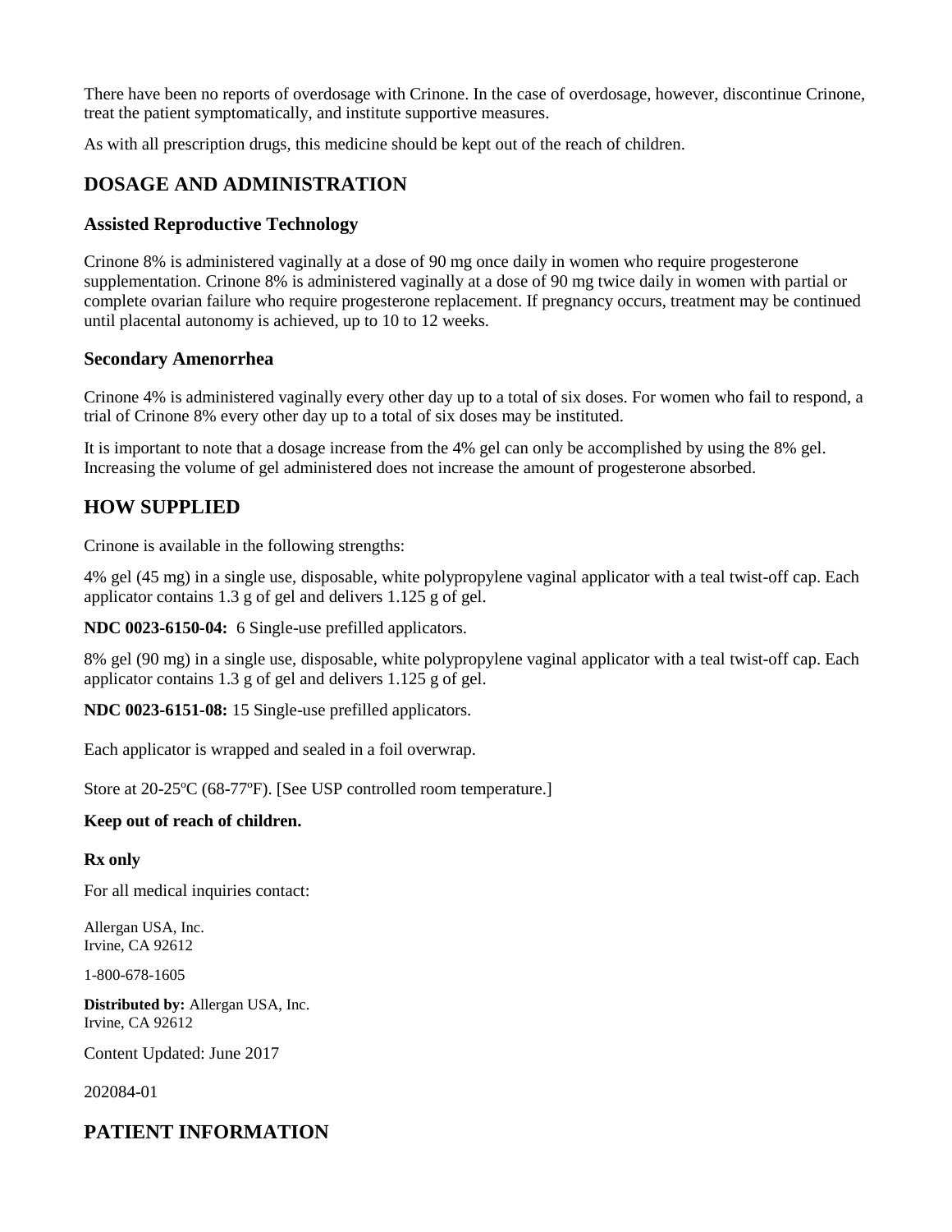There have been no reports of overdosage with Crinone. In the case of overdosage, however, discontinue Crinone, treat the patient symptomatically, and institute supportive measures.

As with all prescription drugs, this medicine should be kept out of the reach of children.

## DOSAGE AND ADMINISTRATION

### Assisted Reproductive Technology

Crinone 8% is administered vaginally at a dose of 90 mg once daily in women who require progesterone supplementation. Crinone 8% is administered vaginally at a dose of 90 mg twice daily in women with partial or complete ovarian failure who require progesterone replacement. If pregnancy occurs, treatment may be continued until placental autonomy is achieved, up to 10 to 12 weeks.

### Secondary Amenorrhea

Crinone 4% is administered vaginally every other day up to a total of six doses. For women who fail to respond, a trial of Crinone 8% every other day up to a total of six doses may be instituted.

It is important to note that a dosage increase from the 4% gel can only be accomplished by using the 8% gel. Increasing the volume of gel administered does not increase the amount of progesterone absorbed.

## HOW SUPPLIED

Crinone is available in the following strengths:

4% gel (45 mg) in a single use, disposable, white polypropylene vaginal applicator with a teal twist-off cap. Each applicator contains 1.3 g of gel and delivers 1.125 g of gel.

**NDC 0023-6150-04:** 6 Single-use prefilled applicators.

8% gel (90 mg) in a single use, disposable, white polypropylene vaginal applicator with a teal twist-off cap. Each applicator contains 1.3 g of gel and delivers 1.125 g of gel.

**NDC 0023-6151-08:** 15 Single-use prefilled applicators.

Each applicator is wrapped and sealed in a foil overwrap.

Store at 20-25ºC (68-77ºF). [See USP controlled room temperature.]

**Keep out of reach of children.**

**Rx only**

For all medical inquiries contact:

Allergan USA, Inc.
Irvine, CA 92612

1-800-678-1605

**Distributed by:** Allergan USA, Inc.
Irvine, CA 92612

Content Updated: June 2017

202084-01

## PATIENT INFORMATION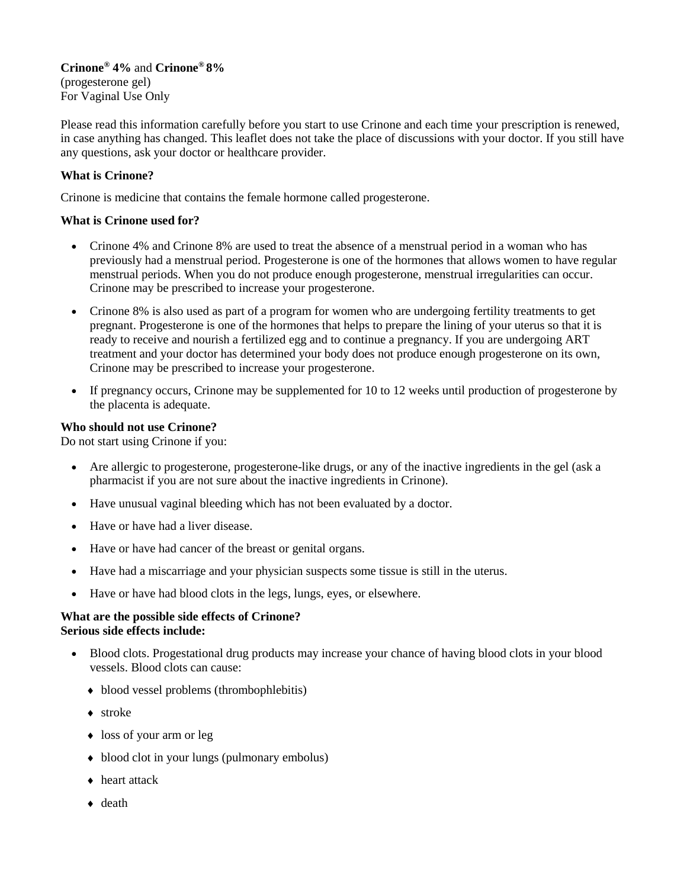**Crinone® 4%** and **Crinone® 8%**
(progesterone gel)
For Vaginal Use Only

Please read this information carefully before you start to use Crinone and each time your prescription is renewed, in case anything has changed. This leaflet does not take the place of discussions with your doctor. If you still have any questions, ask your doctor or healthcare provider.

**What is Crinone?**

Crinone is medicine that contains the female hormone called progesterone.

**What is Crinone used for?**

- Crinone 4% and Crinone 8% are used to treat the absence of a menstrual period in a woman who has previously had a menstrual period. Progesterone is one of the hormones that allows women to have regular menstrual periods. When you do not produce enough progesterone, menstrual irregularities can occur. Crinone may be prescribed to increase your progesterone.
- Crinone 8% is also used as part of a program for women who are undergoing fertility treatments to get pregnant. Progesterone is one of the hormones that helps to prepare the lining of your uterus so that it is ready to receive and nourish a fertilized egg and to continue a pregnancy. If you are undergoing ART treatment and your doctor has determined your body does not produce enough progesterone on its own, Crinone may be prescribed to increase your progesterone.
- If pregnancy occurs, Crinone may be supplemented for 10 to 12 weeks until production of progesterone by the placenta is adequate.

**Who should not use Crinone?**
Do not start using Crinone if you:

- Are allergic to progesterone, progesterone-like drugs, or any of the inactive ingredients in the gel (ask a pharmacist if you are not sure about the inactive ingredients in Crinone).
- Have unusual vaginal bleeding which has not been evaluated by a doctor.
- Have or have had a liver disease.
- Have or have had cancer of the breast or genital organs.
- Have had a miscarriage and your physician suspects some tissue is still in the uterus.
- Have or have had blood clots in the legs, lungs, eyes, or elsewhere.

**What are the possible side effects of Crinone?**
**Serious side effects include:**

- Blood clots. Progestational drug products may increase your chance of having blood clots in your blood vessels. Blood clots can cause:
  - blood vessel problems (thrombophlebitis)
  - stroke
  - loss of your arm or leg
  - blood clot in your lungs (pulmonary embolus)
  - heart attack
  - death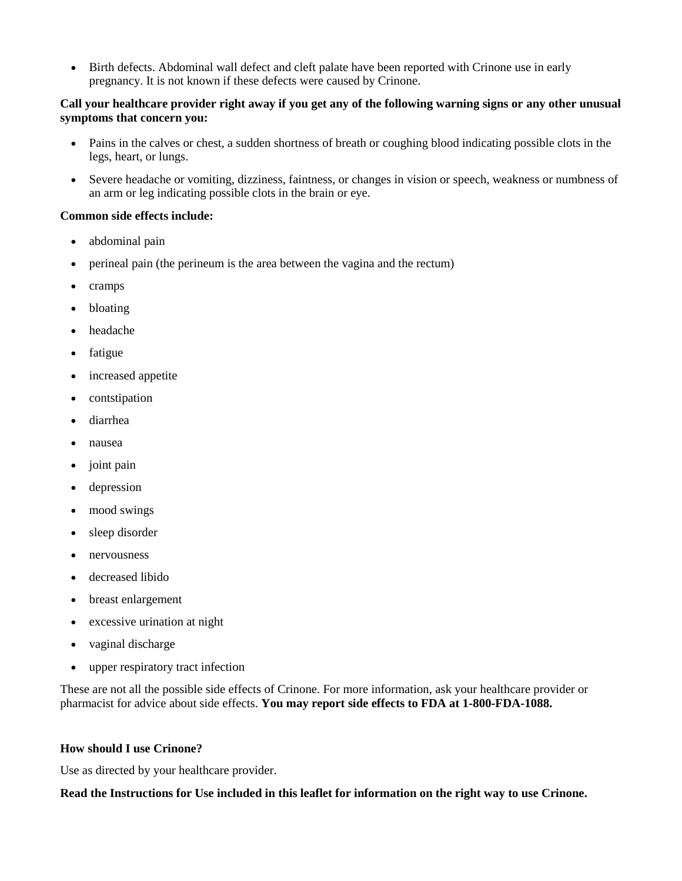- Birth defects. Abdominal wall defect and cleft palate have been reported with Crinone use in early pregnancy. It is not known if these defects were caused by Crinone.

**Call your healthcare provider right away if you get any of the following warning signs or any other unusual symptoms that concern you:**

- Pains in the calves or chest, a sudden shortness of breath or coughing blood indicating possible clots in the legs, heart, or lungs.
- Severe headache or vomiting, dizziness, faintness, or changes in vision or speech, weakness or numbness of an arm or leg indicating possible clots in the brain or eye.

**Common side effects include:**

- abdominal pain
- perineal pain (the perineum is the area between the vagina and the rectum)
- cramps
- bloating
- headache
- fatigue
- increased appetite
- contstipation
- diarrhea
- nausea
- joint pain
- depression
- mood swings
- sleep disorder
- nervousness
- decreased libido
- breast enlargement
- excessive urination at night
- vaginal discharge
- upper respiratory tract infection

These are not all the possible side effects of Crinone. For more information, ask your healthcare provider or pharmacist for advice about side effects. **You may report side effects to FDA at 1-800-FDA-1088.**

**How should I use Crinone?**

Use as directed by your healthcare provider.

**Read the Instructions for Use included in this leaflet for information on the right way to use Crinone.**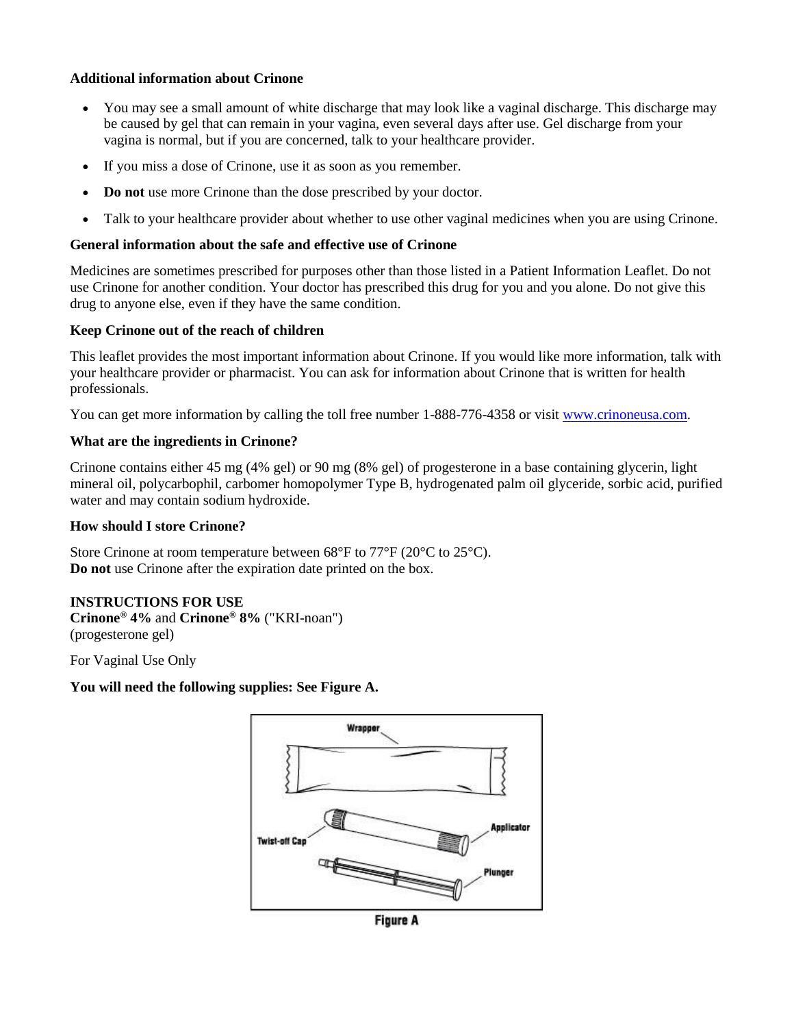**Additional information about Crinone**

- You may see a small amount of white discharge that may look like a vaginal discharge. This discharge may be caused by gel that can remain in your vagina, even several days after use. Gel discharge from your vagina is normal, but if you are concerned, talk to your healthcare provider.
- If you miss a dose of Crinone, use it as soon as you remember.
- **Do not** use more Crinone than the dose prescribed by your doctor.
- Talk to your healthcare provider about whether to use other vaginal medicines when you are using Crinone.

**General information about the safe and effective use of Crinone**

Medicines are sometimes prescribed for purposes other than those listed in a Patient Information Leaflet. Do not use Crinone for another condition. Your doctor has prescribed this drug for you and you alone. Do not give this drug to anyone else, even if they have the same condition.

**Keep Crinone out of the reach of children**

This leaflet provides the most important information about Crinone. If you would like more information, talk with your healthcare provider or pharmacist. You can ask for information about Crinone that is written for health professionals.

You can get more information by calling the toll free number 1-888-776-4358 or visit www.crinoneusa.com.

**What are the ingredients in Crinone?**

Crinone contains either 45 mg (4% gel) or 90 mg (8% gel) of progesterone in a base containing glycerin, light mineral oil, polycarbophil, carbomer homopolymer Type B, hydrogenated palm oil glyceride, sorbic acid, purified water and may contain sodium hydroxide.

**How should I store Crinone?**

Store Crinone at room temperature between 68°F to 77°F (20°C to 25°C).
**Do not** use Crinone after the expiration date printed on the box.

**INSTRUCTIONS FOR USE**
**Crinone® 4%** and **Crinone® 8%** ("KRI-noan")
(progesterone gel)

For Vaginal Use Only

**You will need the following supplies: See Figure A.**

Wrapper

Twist-off Cap

Applicator

Plunger

Figure A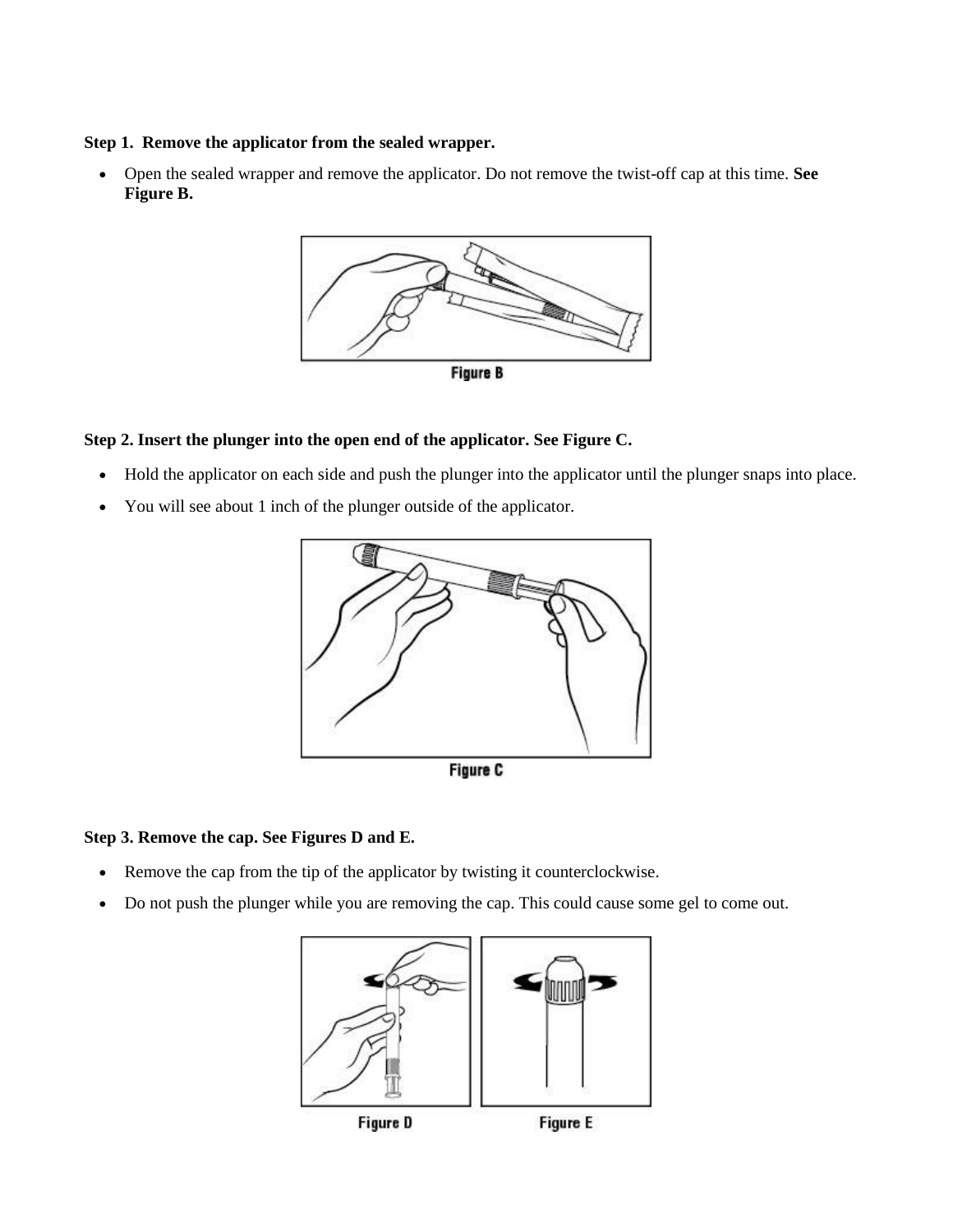**Step 1. Remove the applicator from the sealed wrapper.**

- Open the sealed wrapper and remove the applicator. Do not remove the twist-off cap at this time. **See Figure B.**

Figure B

**Step 2. Insert the plunger into the open end of the applicator. See Figure C.**

- Hold the applicator on each side and push the plunger into the applicator until the plunger snaps into place.
- You will see about 1 inch of the plunger outside of the applicator.

Figure C

**Step 3. Remove the cap. See Figures D and E.**

- Remove the cap from the tip of the applicator by twisting it counterclockwise.
- Do not push the plunger while you are removing the cap. This could cause some gel to come out.

Figure D

Figure E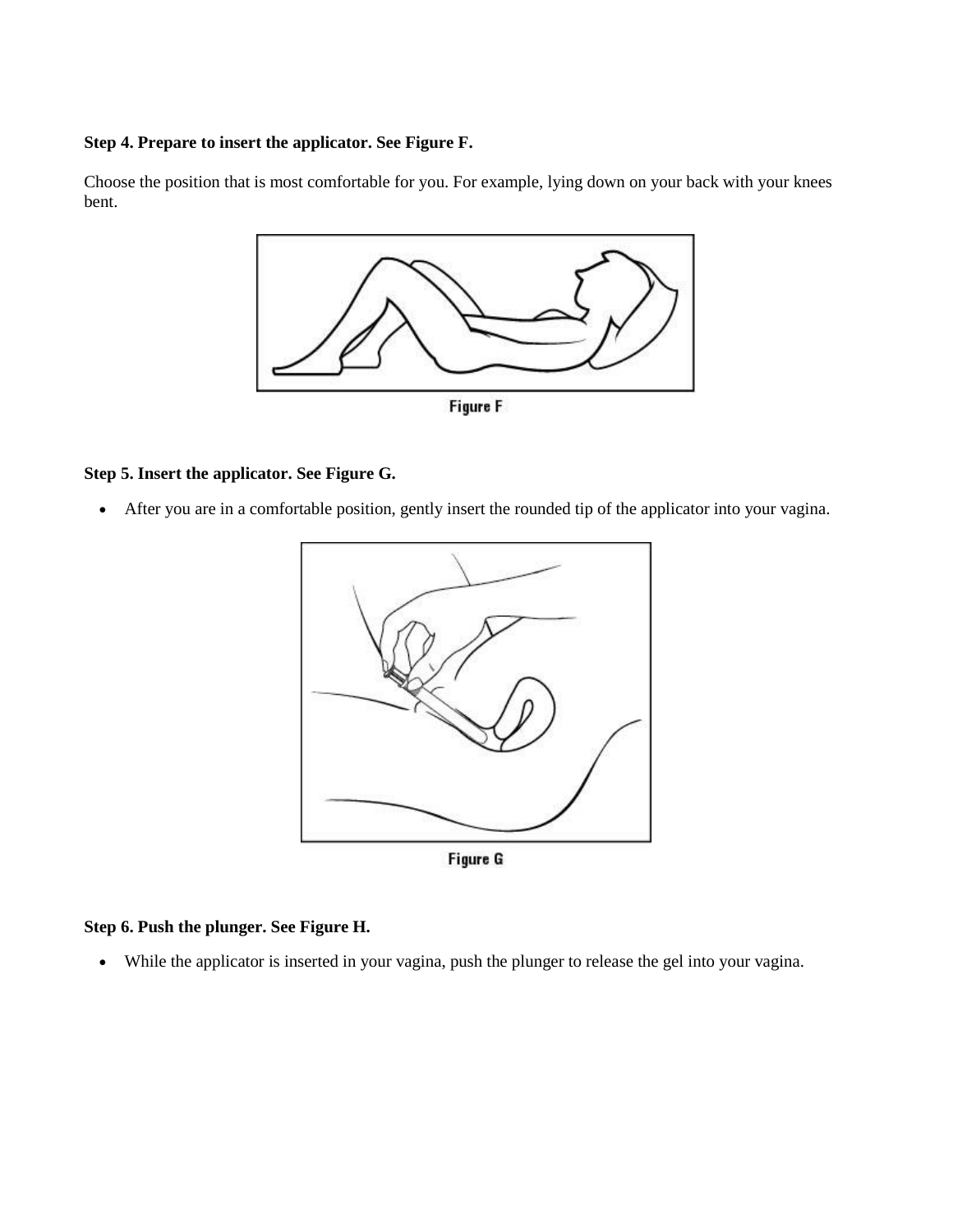**Step 4. Prepare to insert the applicator. See Figure F.**

Choose the position that is most comfortable for you. For example, lying down on your back with your knees bent.

Figure F

**Step 5. Insert the applicator. See Figure G.**

- After you are in a comfortable position, gently insert the rounded tip of the applicator into your vagina.

Figure G

**Step 6. Push the plunger. See Figure H.**

- While the applicator is inserted in your vagina, push the plunger to release the gel into your vagina.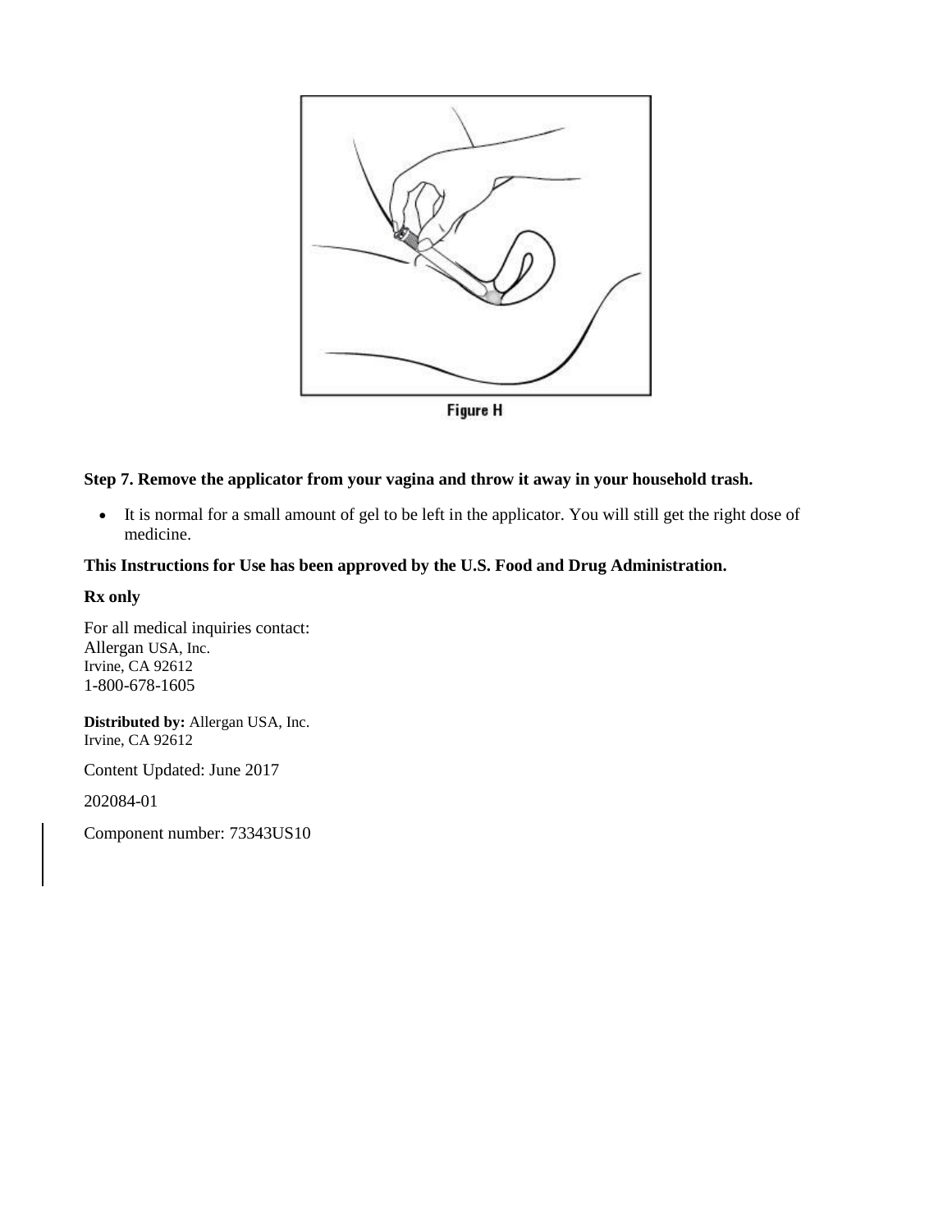Figure H

**Step 7. Remove the applicator from your vagina and throw it away in your household trash.**

- It is normal for a small amount of gel to be left in the applicator. You will still get the right dose of medicine.

**This Instructions for Use has been approved by the U.S. Food and Drug Administration.**

**Rx only**

For all medical inquiries contact:
Allergan USA, Inc.
Irvine, CA 92612
1-800-678-1605

**Distributed by:** Allergan USA, Inc.
Irvine, CA 92612

Content Updated: June 2017

202084-01

Component number: 73343US10